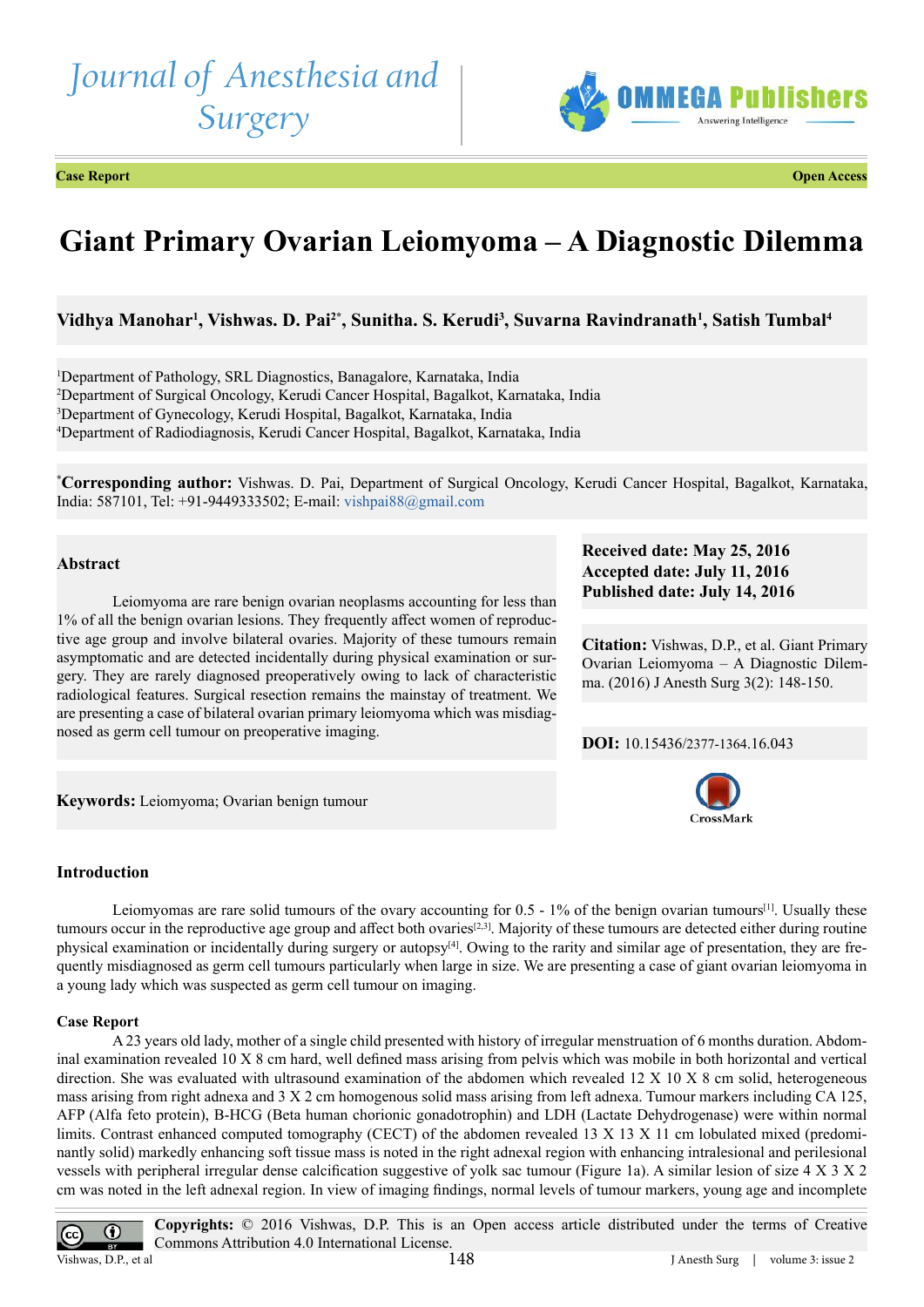Case Report

Open Access

# Giant Primary Ovarian Leiomyoma – A Diagnostic Dilemma

**Vidhya Manohar[1], Vishwas. D. Pai[2*], Sunitha. S. Kerudi[3], Suvarna Ravindranath[1], Satish Tumbal[4]**

[1]Department of Pathology, SRL Diagnostics, Banagalore, Karnataka, India
[2]Department of Surgical Oncology, Kerudi Cancer Hospital, Bagalkot, Karnataka, India
[3]Department of Gynecology, Kerudi Hospital, Bagalkot, Karnataka, India
[4]Department of Radiodiagnosis, Kerudi Cancer Hospital, Bagalkot, Karnataka, India

[*]**Corresponding author:** Vishwas. D. Pai, Department of Surgical Oncology, Kerudi Cancer Hospital, Bagalkot, Karnataka, India: 587101, Tel: +91-9449333502; E-mail: vishpai88@gmail.com

## Abstract

Leiomyoma are rare benign ovarian neoplasms accounting for less than 1% of all the benign ovarian lesions. They frequently affect women of reproductive age group and involve bilateral ovaries. Majority of these tumours remain asymptomatic and are detected incidentally during physical examination or surgery. They are rarely diagnosed preoperatively owing to lack of characteristic radiological features. Surgical resection remains the mainstay of treatment. We are presenting a case of bilateral ovarian primary leiomyoma which was misdiagnosed as germ cell tumour on preoperative imaging.

**Keywords:** Leiomyoma; Ovarian benign tumour

**Received date: May 25, 2016**
**Accepted date: July 11, 2016**
**Published date: July 14, 2016**

**Citation:** Vishwas, D.P., et al. Giant Primary Ovarian Leiomyoma – A Diagnostic Dilemma. (2016) J Anesth Surg 3(2): 148-150.

**DOI:** 10.15436/2377-1364.16.043

## Introduction

Leiomyomas are rare solid tumours of the ovary accounting for 0.5 - 1% of the benign ovarian tumours[1]. Usually these tumours occur in the reproductive age group and affect both ovaries[2,3]. Majority of these tumours are detected either during routine physical examination or incidentally during surgery or autopsy[4]. Owing to the rarity and similar age of presentation, they are frequently misdiagnosed as germ cell tumours particularly when large in size. We are presenting a case of giant ovarian leiomyoma in a young lady which was suspected as germ cell tumour on imaging.

### Case Report

A 23 years old lady, mother of a single child presented with history of irregular menstruation of 6 months duration. Abdominal examination revealed 10 X 8 cm hard, well defined mass arising from pelvis which was mobile in both horizontal and vertical direction. She was evaluated with ultrasound examination of the abdomen which revealed 12 X 10 X 8 cm solid, heterogeneous mass arising from right adnexa and 3 X 2 cm homogenous solid mass arising from left adnexa. Tumour markers including CA 125, AFP (Alfa feto protein), B-HCG (Beta human chorionic gonadotrophin) and LDH (Lactate Dehydrogenase) were within normal limits. Contrast enhanced computed tomography (CECT) of the abdomen revealed 13 X 13 X 11 cm lobulated mixed (predominantly solid) markedly enhancing soft tissue mass is noted in the right adnexal region with enhancing intralesional and perilesional vessels with peripheral irregular dense calcification suggestive of yolk sac tumour (Figure 1a). A similar lesion of size 4 X 3 X 2 cm was noted in the left adnexal region. In view of imaging findings, normal levels of tumour markers, young age and incomplete

**Copyrights:** © 2016 Vishwas, D.P. This is an Open access article distributed under the terms of Creative Commons Attribution 4.0 International License.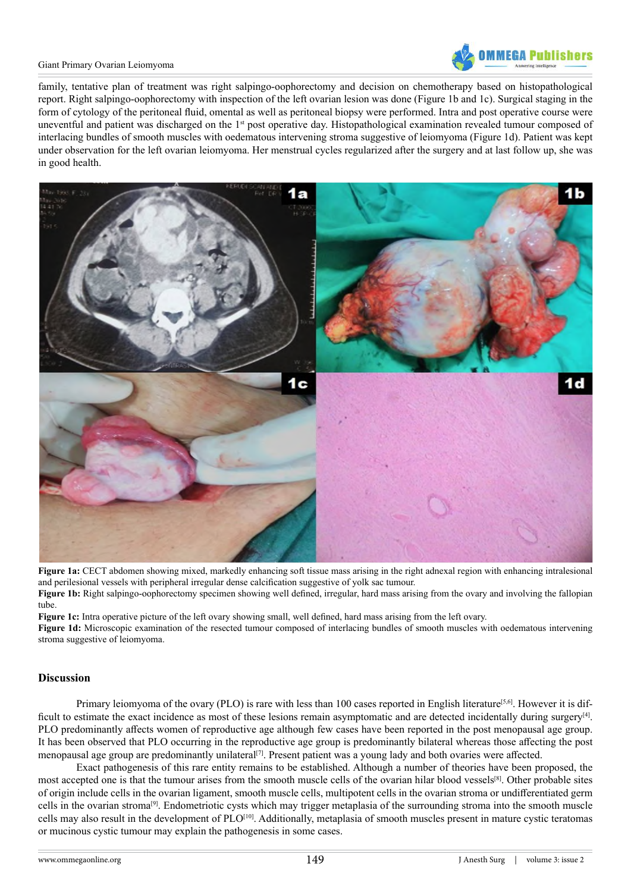family, tentative plan of treatment was right salpingo-oophorectomy and decision on chemotherapy based on histopathological report. Right salpingo-oophorectomy with inspection of the left ovarian lesion was done (Figure 1b and 1c). Surgical staging in the form of cytology of the peritoneal fluid, omental as well as peritoneal biopsy were performed. Intra and post operative course were uneventful and patient was discharged on the 1st post operative day. Histopathological examination revealed tumour composed of interlacing bundles of smooth muscles with oedematous intervening stroma suggestive of leiomyoma (Figure 1d). Patient was kept under observation for the left ovarian leiomyoma. Her menstrual cycles regularized after the surgery and at last follow up, she was in good health.

**Figure 1a:** CECT abdomen showing mixed, markedly enhancing soft tissue mass arising in the right adnexal region with enhancing intralesional and perilesional vessels with peripheral irregular dense calcification suggestive of yolk sac tumour.

**Figure 1b:** Right salpingo-oophorectomy specimen showing well defined, irregular, hard mass arising from the ovary and involving the fallopian tube.

**Figure 1c:** Intra operative picture of the left ovary showing small, well defined, hard mass arising from the left ovary.

**Figure 1d:** Microscopic examination of the resected tumour composed of interlacing bundles of smooth muscles with oedematous intervening stroma suggestive of leiomyoma.

## Discussion

Primary leiomyoma of the ovary (PLO) is rare with less than 100 cases reported in English literature[5,6]. However it is difficult to estimate the exact incidence as most of these lesions remain asymptomatic and are detected incidentally during surgery[4]. PLO predominantly affects women of reproductive age although few cases have been reported in the post menopausal age group. It has been observed that PLO occurring in the reproductive age group is predominantly bilateral whereas those affecting the post menopausal age group are predominantly unilateral[7]. Present patient was a young lady and both ovaries were affected.

Exact pathogenesis of this rare entity remains to be established. Although a number of theories have been proposed, the most accepted one is that the tumour arises from the smooth muscle cells of the ovarian hilar blood vessels[8]. Other probable sites of origin include cells in the ovarian ligament, smooth muscle cells, multipotent cells in the ovarian stroma or undifferentiated germ cells in the ovarian stroma[9]. Endometriotic cysts which may trigger metaplasia of the surrounding stroma into the smooth muscle cells may also result in the development of PLO[10]. Additionally, metaplasia of smooth muscles present in mature cystic teratomas or mucinous cystic tumour may explain the pathogenesis in some cases.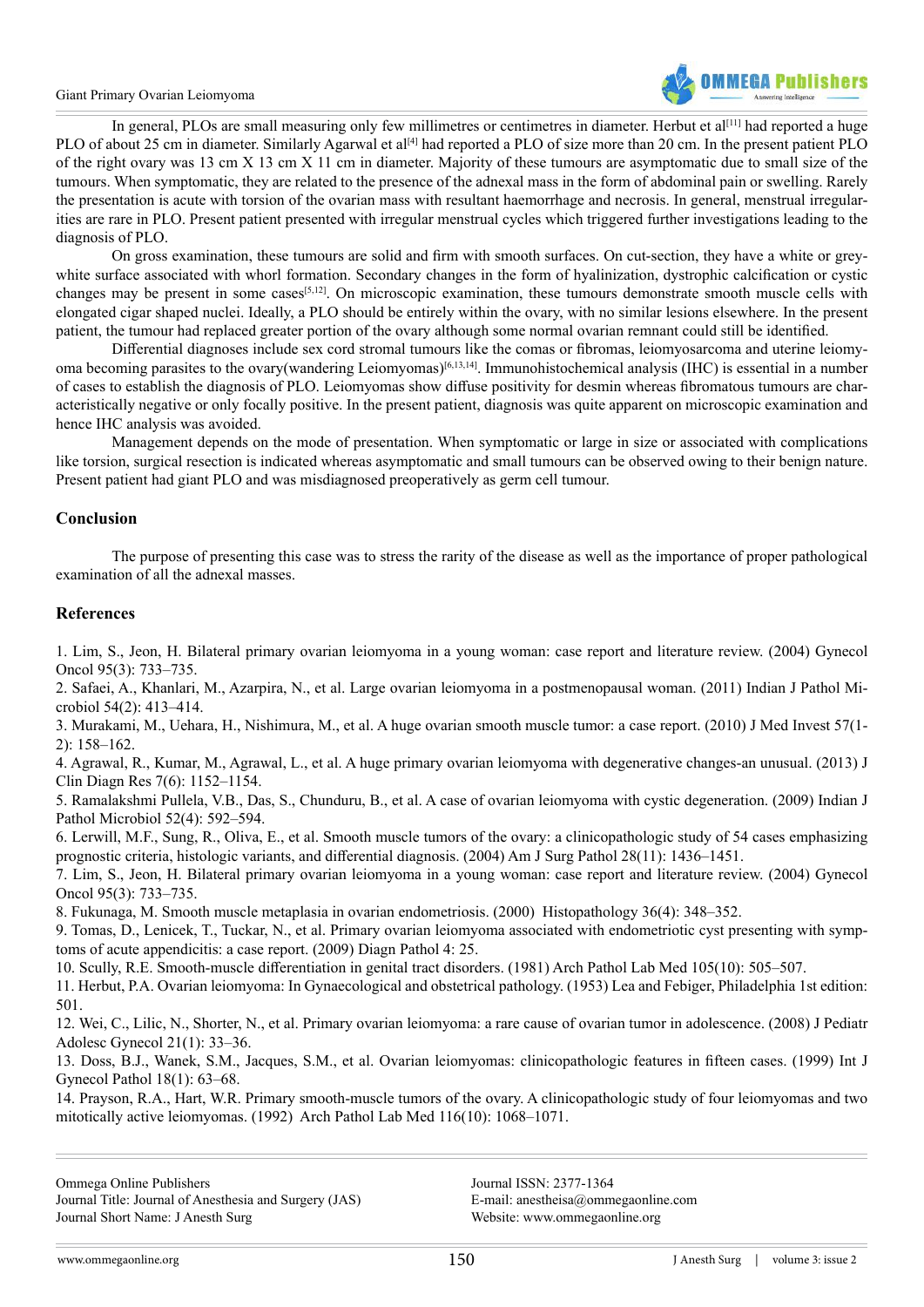In general, PLOs are small measuring only few millimetres or centimetres in diameter. Herbut et al[11] had reported a huge PLO of about 25 cm in diameter. Similarly Agarwal et al[4] had reported a PLO of size more than 20 cm. In the present patient PLO of the right ovary was 13 cm X 13 cm X 11 cm in diameter. Majority of these tumours are asymptomatic due to small size of the tumours. When symptomatic, they are related to the presence of the adnexal mass in the form of abdominal pain or swelling. Rarely the presentation is acute with torsion of the ovarian mass with resultant haemorrhage and necrosis. In general, menstrual irregularities are rare in PLO. Present patient presented with irregular menstrual cycles which triggered further investigations leading to the diagnosis of PLO.

On gross examination, these tumours are solid and firm with smooth surfaces. On cut-section, they have a white or grey-white surface associated with whorl formation. Secondary changes in the form of hyalinization, dystrophic calcification or cystic changes may be present in some cases[5,12]. On microscopic examination, these tumours demonstrate smooth muscle cells with elongated cigar shaped nuclei. Ideally, a PLO should be entirely within the ovary, with no similar lesions elsewhere. In the present patient, the tumour had replaced greater portion of the ovary although some normal ovarian remnant could still be identified.

Differential diagnoses include sex cord stromal tumours like the comas or fibromas, leiomyosarcoma and uterine leiomyoma becoming parasites to the ovary(wandering Leiomyomas)[6,13,14]. Immunohistochemical analysis (IHC) is essential in a number of cases to establish the diagnosis of PLO. Leiomyomas show diffuse positivity for desmin whereas fibromatous tumours are characteristically negative or only focally positive. In the present patient, diagnosis was quite apparent on microscopic examination and hence IHC analysis was avoided.

Management depends on the mode of presentation. When symptomatic or large in size or associated with complications like torsion, surgical resection is indicated whereas asymptomatic and small tumours can be observed owing to their benign nature. Present patient had giant PLO and was misdiagnosed preoperatively as germ cell tumour.

## Conclusion

The purpose of presenting this case was to stress the rarity of the disease as well as the importance of proper pathological examination of all the adnexal masses.

## References

1. Lim, S., Jeon, H. Bilateral primary ovarian leiomyoma in a young woman: case report and literature review. (2004) Gynecol Oncol 95(3): 733–735.
2. Safaei, A., Khanlari, M., Azarpira, N., et al. Large ovarian leiomyoma in a postmenopausal woman. (2011) Indian J Pathol Microbiol 54(2): 413–414.
3. Murakami, M., Uehara, H., Nishimura, M., et al. A huge ovarian smooth muscle tumor: a case report. (2010) J Med Invest 57(1-2): 158–162.
4. Agrawal, R., Kumar, M., Agrawal, L., et al. A huge primary ovarian leiomyoma with degenerative changes-an unusual. (2013) J Clin Diagn Res 7(6): 1152–1154.
5. Ramalakshmi Pullela, V.B., Das, S., Chunduru, B., et al. A case of ovarian leiomyoma with cystic degeneration. (2009) Indian J Pathol Microbiol 52(4): 592–594.
6. Lerwill, M.F., Sung, R., Oliva, E., et al. Smooth muscle tumors of the ovary: a clinicopathologic study of 54 cases emphasizing prognostic criteria, histologic variants, and differential diagnosis. (2004) Am J Surg Pathol 28(11): 1436–1451.
7. Lim, S., Jeon, H. Bilateral primary ovarian leiomyoma in a young woman: case report and literature review. (2004) Gynecol Oncol 95(3): 733–735.
8. Fukunaga, M. Smooth muscle metaplasia in ovarian endometriosis. (2000) Histopathology 36(4): 348–352.
9. Tomas, D., Lenicek, T., Tuckar, N., et al. Primary ovarian leiomyoma associated with endometriotic cyst presenting with symptoms of acute appendicitis: a case report. (2009) Diagn Pathol 4: 25.
10. Scully, R.E. Smooth-muscle differentiation in genital tract disorders. (1981) Arch Pathol Lab Med 105(10): 505–507.
11. Herbut, P.A. Ovarian leiomyoma: In Gynaecological and obstetrical pathology. (1953) Lea and Febiger, Philadelphia 1st edition: 501.
12. Wei, C., Lilic, N., Shorter, N., et al. Primary ovarian leiomyoma: a rare cause of ovarian tumor in adolescence. (2008) J Pediatr Adolesc Gynecol 21(1): 33–36.
13. Doss, B.J., Wanek, S.M., Jacques, S.M., et al. Ovarian leiomyomas: clinicopathologic features in fifteen cases. (1999) Int J Gynecol Pathol 18(1): 63–68.
14. Prayson, R.A., Hart, W.R. Primary smooth-muscle tumors of the ovary. A clinicopathologic study of four leiomyomas and two mitotically active leiomyomas. (1992) Arch Pathol Lab Med 116(10): 1068–1071.

Ommega Online Publishers
Journal Title: Journal of Anesthesia and Surgery (JAS)
Journal Short Name: J Anesth Surg

Journal ISSN: 2377-1364
E-mail: anestheisa@ommegaonline.com
Website: www.ommegaonline.org